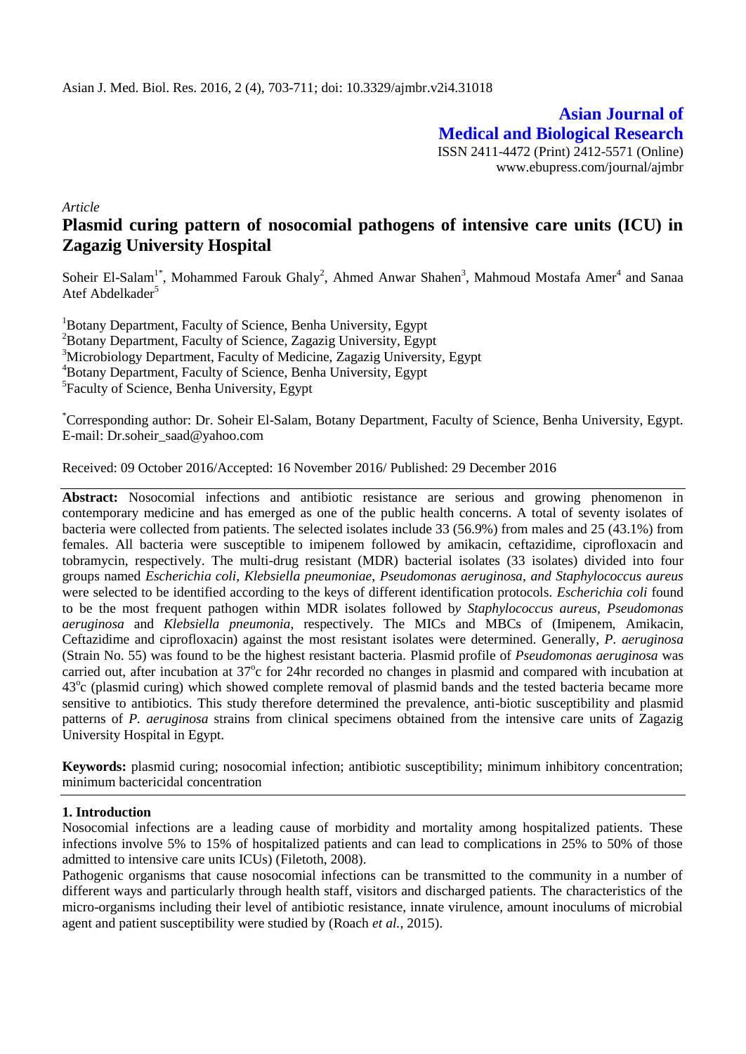**Asian Journal of Medical and Biological Research**

ISSN 2411-4472 (Print) 2412-5571 (Online)
www.ebupress.com/journal/ajmbr

*Article*

# Plasmid curing pattern of nosocomial pathogens of intensive care units (ICU) in Zagazig University Hospital

Soheir El-Salam[1*], Mohammed Farouk Ghaly[2], Ahmed Anwar Shahen[3], Mahmoud Mostafa Amer[4] and Sanaa Atef Abdelkader[5]

[1]Botany Department, Faculty of Science, Benha University, Egypt
[2]Botany Department, Faculty of Science, Zagazig University, Egypt
[3]Microbiology Department, Faculty of Medicine, Zagazig University, Egypt
[4]Botany Department, Faculty of Science, Benha University, Egypt
[5]Faculty of Science, Benha University, Egypt

[*]Corresponding author: Dr. Soheir El-Salam, Botany Department, Faculty of Science, Benha University, Egypt. E-mail: Dr.soheir_saad@yahoo.com

Received: 09 October 2016/Accepted: 16 November 2016/ Published: 29 December 2016

**Abstract:** Nosocomial infections and antibiotic resistance are serious and growing phenomenon in contemporary medicine and has emerged as one of the public health concerns. A total of seventy isolates of bacteria were collected from patients. The selected isolates include 33 (56.9%) from males and 25 (43.1%) from females. All bacteria were susceptible to imipenem followed by amikacin, ceftazidime, ciprofloxacin and tobramycin, respectively. The multi-drug resistant (MDR) bacterial isolates (33 isolates) divided into four groups named *Escherichia coli*, *Klebsiella pneumoniae*, *Pseudomonas aeruginosa*, *and Staphylococcus aureus* were selected to be identified according to the keys of different identification protocols. *Escherichia coli* found to be the most frequent pathogen within MDR isolates followed b*y Staphylococcus aureus, Pseudomonas aeruginosa* and *Klebsiella pneumonia*, respectively. The MICs and MBCs of (Imipenem, Amikacin, Ceftazidime and ciprofloxacin) against the most resistant isolates were determined. Generally, *P. aeruginosa* (Strain No. 55) was found to be the highest resistant bacteria. Plasmid profile of *Pseudomonas aeruginosa* was carried out, after incubation at 37$^{o}$c for 24hr recorded no changes in plasmid and compared with incubation at 43$^{o}$c (plasmid curing) which showed complete removal of plasmid bands and the tested bacteria became more sensitive to antibiotics. This study therefore determined the prevalence, anti-biotic susceptibility and plasmid patterns of *P. aeruginosa* strains from clinical specimens obtained from the intensive care units of Zagazig University Hospital in Egypt.

**Keywords:** plasmid curing; nosocomial infection; antibiotic susceptibility; minimum inhibitory concentration; minimum bactericidal concentration

## 1. Introduction

Nosocomial infections are a leading cause of morbidity and mortality among hospitalized patients. These infections involve 5% to 15% of hospitalized patients and can lead to complications in 25% to 50% of those admitted to intensive care units ICUs) (Filetoth, 2008).

Pathogenic organisms that cause nosocomial infections can be transmitted to the community in a number of different ways and particularly through health staff, visitors and discharged patients. The characteristics of the micro-organisms including their level of antibiotic resistance, innate virulence, amount inoculums of microbial agent and patient susceptibility were studied by (Roach *et al.*, 2015).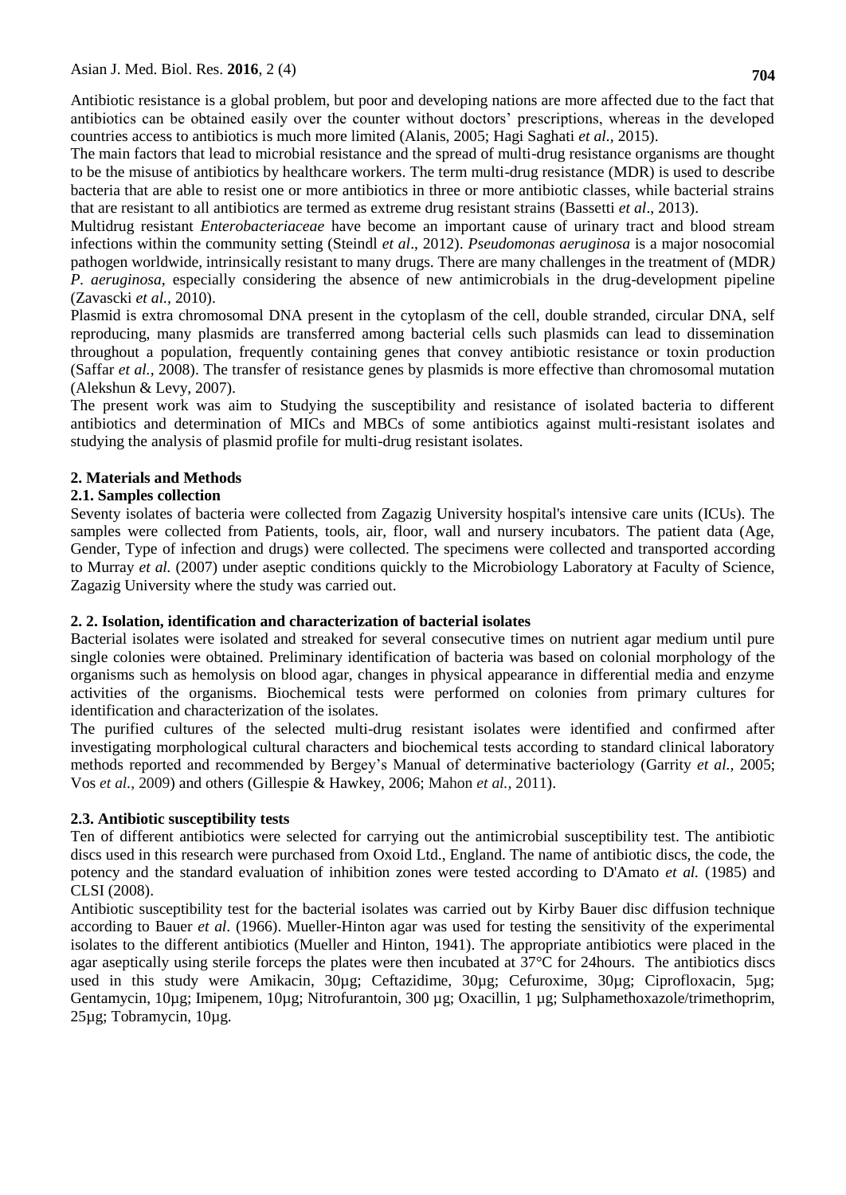Antibiotic resistance is a global problem, but poor and developing nations are more affected due to the fact that antibiotics can be obtained easily over the counter without doctors' prescriptions, whereas in the developed countries access to antibiotics is much more limited (Alanis, 2005; Hagi Saghati *et al.,* 2015).

The main factors that lead to microbial resistance and the spread of multi-drug resistance organisms are thought to be the misuse of antibiotics by healthcare workers. The term multi-drug resistance (MDR) is used to describe bacteria that are able to resist one or more antibiotics in three or more antibiotic classes, while bacterial strains that are resistant to all antibiotics are termed as extreme drug resistant strains (Bassetti *et al*., 2013).

Multidrug resistant *Enterobacteriaceae* have become an important cause of urinary tract and blood stream infections within the community setting (Steindl *et al*., 2012). *Pseudomonas aeruginosa* is a major nosocomial pathogen worldwide, intrinsically resistant to many drugs. There are many challenges in the treatment of (MDR*) P. aeruginosa*, especially considering the absence of new antimicrobials in the drug-development pipeline (Zavascki *et al.,* 2010).

Plasmid is extra chromosomal DNA present in the cytoplasm of the cell, double stranded, circular DNA, self reproducing, many plasmids are transferred among bacterial cells such plasmids can lead to dissemination throughout a population, frequently containing genes that convey antibiotic resistance or toxin production (Saffar *et al.,* 2008). The transfer of resistance genes by plasmids is more effective than chromosomal mutation (Alekshun & Levy, 2007).

The present work was aim to Studying the susceptibility and resistance of isolated bacteria to different antibiotics and determination of MICs and MBCs of some antibiotics against multi-resistant isolates and studying the analysis of plasmid profile for multi-drug resistant isolates.

## 2. Materials and Methods

### 2.1. Samples collection

Seventy isolates of bacteria were collected from Zagazig University hospital's intensive care units (ICUs). The samples were collected from Patients, tools, air, floor, wall and nursery incubators. The patient data (Age, Gender, Type of infection and drugs) were collected. The specimens were collected and transported according to Murray *et al.* (2007) under aseptic conditions quickly to the Microbiology Laboratory at Faculty of Science, Zagazig University where the study was carried out.

### 2. 2. Isolation, identification and characterization of bacterial isolates

Bacterial isolates were isolated and streaked for several consecutive times on nutrient agar medium until pure single colonies were obtained. Preliminary identification of bacteria was based on colonial morphology of the organisms such as hemolysis on blood agar, changes in physical appearance in differential media and enzyme activities of the organisms. Biochemical tests were performed on colonies from primary cultures for identification and characterization of the isolates.

The purified cultures of the selected multi-drug resistant isolates were identified and confirmed after investigating morphological cultural characters and biochemical tests according to standard clinical laboratory methods reported and recommended by Bergey's Manual of determinative bacteriology (Garrity *et al.,* 2005; Vos *et al.,* 2009) and others (Gillespie & Hawkey, 2006; Mahon *et al.,* 2011).

### 2.3. Antibiotic susceptibility tests

Ten of different antibiotics were selected for carrying out the antimicrobial susceptibility test. The antibiotic discs used in this research were purchased from Oxoid Ltd., England. The name of antibiotic discs, the code, the potency and the standard evaluation of inhibition zones were tested according to D'Amato *et al.* (1985) and CLSI (2008).

Antibiotic susceptibility test for the bacterial isolates was carried out by Kirby Bauer disc diffusion technique according to Bauer *et al.* (1966). Mueller-Hinton agar was used for testing the sensitivity of the experimental isolates to the different antibiotics (Mueller and Hinton, 1941). The appropriate antibiotics were placed in the agar aseptically using sterile forceps the plates were then incubated at 37°C for 24hours. The antibiotics discs used in this study were Amikacin, 30µg; Ceftazidime, 30µg; Cefuroxime, 30µg; Ciprofloxacin, 5µg; Gentamycin, 10µg; Imipenem, 10µg; Nitrofurantoin, 300 µg; Oxacillin, 1 µg; Sulphamethoxazole/trimethoprim, 25µg; Tobramycin, 10µg.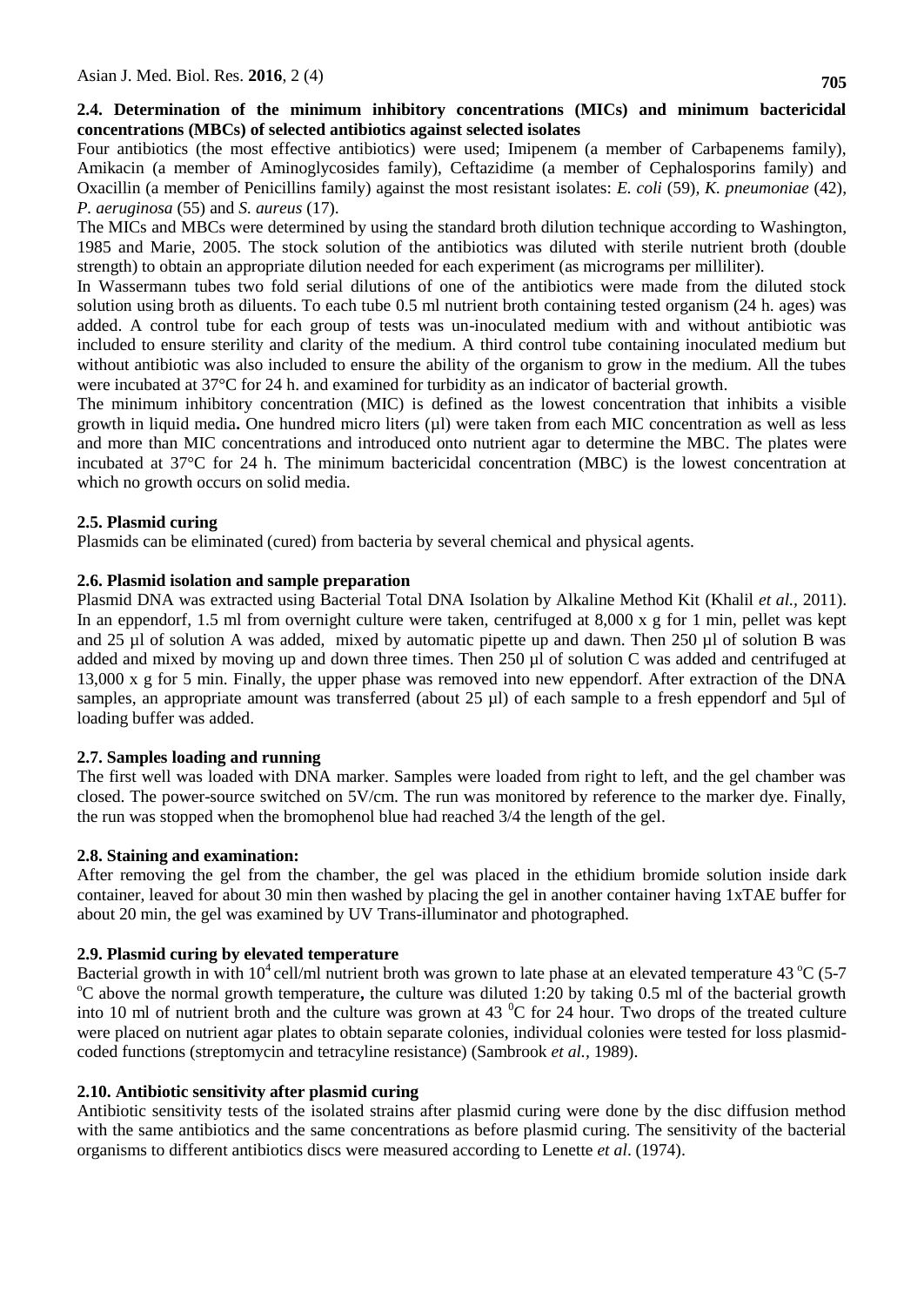### 2.4. Determination of the minimum inhibitory concentrations (MICs) and minimum bactericidal concentrations (MBCs) of selected antibiotics against selected isolates

Four antibiotics (the most effective antibiotics) were used; Imipenem (a member of Carbapenems family), Amikacin (a member of Aminoglycosides family), Ceftazidime (a member of Cephalosporins family) and Oxacillin (a member of Penicillins family) against the most resistant isolates: *E. coli* (59), *K. pneumoniae* (42), *P. aeruginosa* (55) and *S. aureus* (17).

The MICs and MBCs were determined by using the standard broth dilution technique according to Washington, 1985 and Marie, 2005. The stock solution of the antibiotics was diluted with sterile nutrient broth (double strength) to obtain an appropriate dilution needed for each experiment (as micrograms per milliliter).

In Wassermann tubes two fold serial dilutions of one of the antibiotics were made from the diluted stock solution using broth as diluents. To each tube 0.5 ml nutrient broth containing tested organism (24 h. ages) was added. A control tube for each group of tests was un-inoculated medium with and without antibiotic was included to ensure sterility and clarity of the medium. A third control tube containing inoculated medium but without antibiotic was also included to ensure the ability of the organism to grow in the medium. All the tubes were incubated at 37°C for 24 h. and examined for turbidity as an indicator of bacterial growth.

The minimum inhibitory concentration (MIC) is defined as the lowest concentration that inhibits a visible growth in liquid media**.** One hundred micro liters (µl) were taken from each MIC concentration as well as less and more than MIC concentrations and introduced onto nutrient agar to determine the MBC. The plates were incubated at 37°C for 24 h. The minimum bactericidal concentration (MBC) is the lowest concentration at which no growth occurs on solid media.

### 2.5. Plasmid curing

Plasmids can be eliminated (cured) from bacteria by several chemical and physical agents.

### 2.6. Plasmid isolation and sample preparation

Plasmid DNA was extracted using Bacterial Total DNA Isolation by Alkaline Method Kit (Khalil *et al.,* 2011). In an eppendorf, 1.5 ml from overnight culture were taken, centrifuged at 8,000 x g for 1 min, pellet was kept and 25 µl of solution A was added, mixed by automatic pipette up and dawn. Then 250 µl of solution B was added and mixed by moving up and down three times. Then 250 µl of solution C was added and centrifuged at 13,000 x g for 5 min. Finally, the upper phase was removed into new eppendorf. After extraction of the DNA samples, an appropriate amount was transferred (about 25 µl) of each sample to a fresh eppendorf and 5µl of loading buffer was added.

### 2.7. Samples loading and running

The first well was loaded with DNA marker. Samples were loaded from right to left, and the gel chamber was closed. The power-source switched on 5V/cm. The run was monitored by reference to the marker dye. Finally, the run was stopped when the bromophenol blue had reached 3/4 the length of the gel.

### 2.8. Staining and examination:

After removing the gel from the chamber, the gel was placed in the ethidium bromide solution inside dark container, leaved for about 30 min then washed by placing the gel in another container having 1xTAE buffer for about 20 min, the gel was examined by UV Trans-illuminator and photographed.

### 2.9. Plasmid curing by elevated temperature

Bacterial growth in with $10^4$ cell/ml nutrient broth was grown to late phase at an elevated temperature 43 °C (5-7 °C above the normal growth temperature**,** the culture was diluted 1:20 by taking 0.5 ml of the bacterial growth into 10 ml of nutrient broth and the culture was grown at 43 °C for 24 hour. Two drops of the treated culture were placed on nutrient agar plates to obtain separate colonies, individual colonies were tested for loss plasmid-coded functions (streptomycin and tetracyline resistance) (Sambrook *et al.,* 1989).

### 2.10. Antibiotic sensitivity after plasmid curing

Antibiotic sensitivity tests of the isolated strains after plasmid curing were done by the disc diffusion method with the same antibiotics and the same concentrations as before plasmid curing. The sensitivity of the bacterial organisms to different antibiotics discs were measured according to Lenette *et al*. (1974).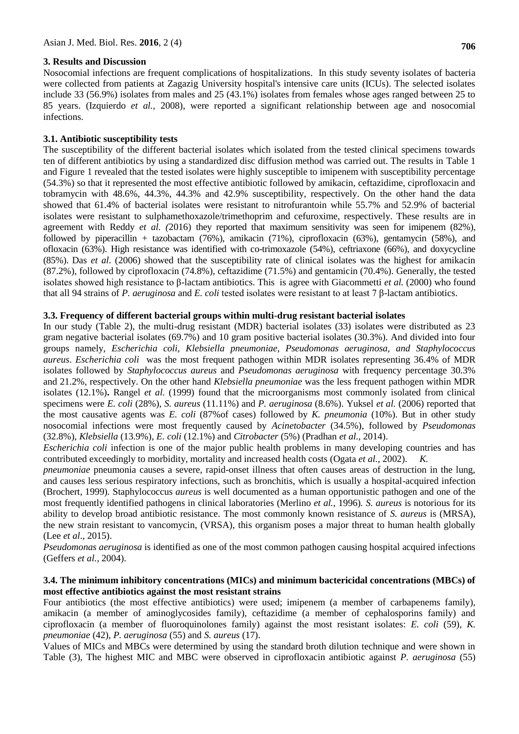## 3. Results and Discussion

Nosocomial infections are frequent complications of hospitalizations. In this study seventy isolates of bacteria were collected from patients at Zagazig University hospital's intensive care units (ICUs). The selected isolates include 33 (56.9%) isolates from males and 25 (43.1%) isolates from females whose ages ranged between 25 to 85 years. (Izquierdo *et al.,* 2008), were reported a significant relationship between age and nosocomial infections.

### 3.1. Antibiotic susceptibility tests

The susceptibility of the different bacterial isolates which isolated from the tested clinical specimens towards ten of different antibiotics by using a standardized disc diffusion method was carried out. The results in Table 1 and Figure 1 revealed that the tested isolates were highly susceptible to imipenem with susceptibility percentage (54.3%) so that it represented the most effective antibiotic followed by amikacin, ceftazidime, ciprofloxacin and tobramycin with 48.6%, 44.3%, 44.3% and 42.9% susceptibility, respectively. On the other hand the data showed that 61.4% of bacterial isolates were resistant to nitrofurantoin while 55.7% and 52.9% of bacterial isolates were resistant to sulphamethoxazole/trimethoprim and cefuroxime, respectively. These results are in agreement with Reddy *et al. (*2016) they reported that maximum sensitivity was seen for imipenem (82%), followed by piperacillin + tazobactam (76%), amikacin (71%), ciprofloxacin (63%), gentamycin (58%), and ofloxacin (63%). High resistance was identified with co-trimoxazole (54%), ceftriaxone (66%), and doxycycline (85%). Das *et al.* (2006) showed that the susceptibility rate of clinical isolates was the highest for amikacin (87.2%), followed by ciprofloxacin (74.8%), ceftazidime (71.5%) and gentamicin (70.4%). Generally, the tested isolates showed high resistance to β-lactam antibiotics. This is agree with Giacommetti *et al.* (2000) who found that all 94 strains of *P. aeruginosa* and *E. coli* tested isolates were resistant to at least 7 β-lactam antibiotics.

### 3.3. Frequency of different bacterial groups within multi-drug resistant bacterial isolates

In our study (Table 2), the multi-drug resistant (MDR) bacterial isolates (33) isolates were distributed as 23 gram negative bacterial isolates (69.7%) and 10 gram positive bacterial isolates (30.3%). And divided into four groups namely, *Escherichia coli, Klebsiella pneumoniae, Pseudomonas aeruginosa, and Staphylococcus aureus*. *Escherichia coli* was the most frequent pathogen within MDR isolates representing 36.4% of MDR isolates followed by *Staphylococcus aureus* and *Pseudomonas aeruginosa* with frequency percentage 30.3% and 21.2%, respectively. On the other hand *Klebsiella pneumoniae* was the less frequent pathogen within MDR isolates (12.1%)**.** Rangel *et al.* (1999) found that the microorganisms most commonly isolated from clinical specimens were *E. coli* (28%), *S. aureus* (11.11%) and *P. aeruginosa* (8.6%). Yuksel *et al.* (2006) reported that the most causative agents was *E. coli* (87%of cases) followed by *K. pneumonia* (10%). But in other study nosocomial infections were most frequently caused by *Acinetobacter* (34.5%), followed by *Pseudomonas* (32.8%), *Klebsiella* (13.9%), *E. coli* (12.1%) and *Citrobacter* (5%) (Pradhan *et al.*, 2014).

*Escherichia coli* infection is one of the major public health problems in many developing countries and has contributed exceedingly to morbidity, mortality and increased health costs (Ogata *et al.,* 2002). *K. pneumoniae* pneumonia causes a severe, rapid-onset illness that often causes areas of destruction in the lung, and causes less serious respiratory infections, such as bronchitis, which is usually a hospital-acquired infection (Brochert, 1999). Staphylococcus *aureus* is well documented as a human opportunistic pathogen and one of the most frequently identified pathogens in clinical laboratories (Merlino *et al.*, 1996)*. S. aureus* is notorious for its ability to develop broad antibiotic resistance. The most commonly known resistance of *S. aureus* is (MRSA), the new strain resistant to vancomycin, (VRSA), this organism poses a major threat to human health globally (Lee *et al*., 2015).

*Pseudomonas aeruginosa* is identified as one of the most common pathogen causing hospital acquired infections (Geffers *et al.,* 2004).

### 3.4. The minimum inhibitory concentrations (MICs) and minimum bactericidal concentrations (MBCs) of most effective antibiotics against the most resistant strains

Four antibiotics (the most effective antibiotics) were used; imipenem (a member of carbapenems family), amikacin (a member of aminoglycosides family), ceftazidime (a member of cephalosporins family) and ciprofloxacin (a member of fluoroquinolones family) against the most resistant isolates: *E. coli* (59), *K. pneumoniae* (42), *P. aeruginosa* (55) and *S. aureus* (17).

Values of MICs and MBCs were determined by using the standard broth dilution technique and were shown in Table (3), The highest MIC and MBC were observed in ciprofloxacin antibiotic against *P. aeruginosa* (55)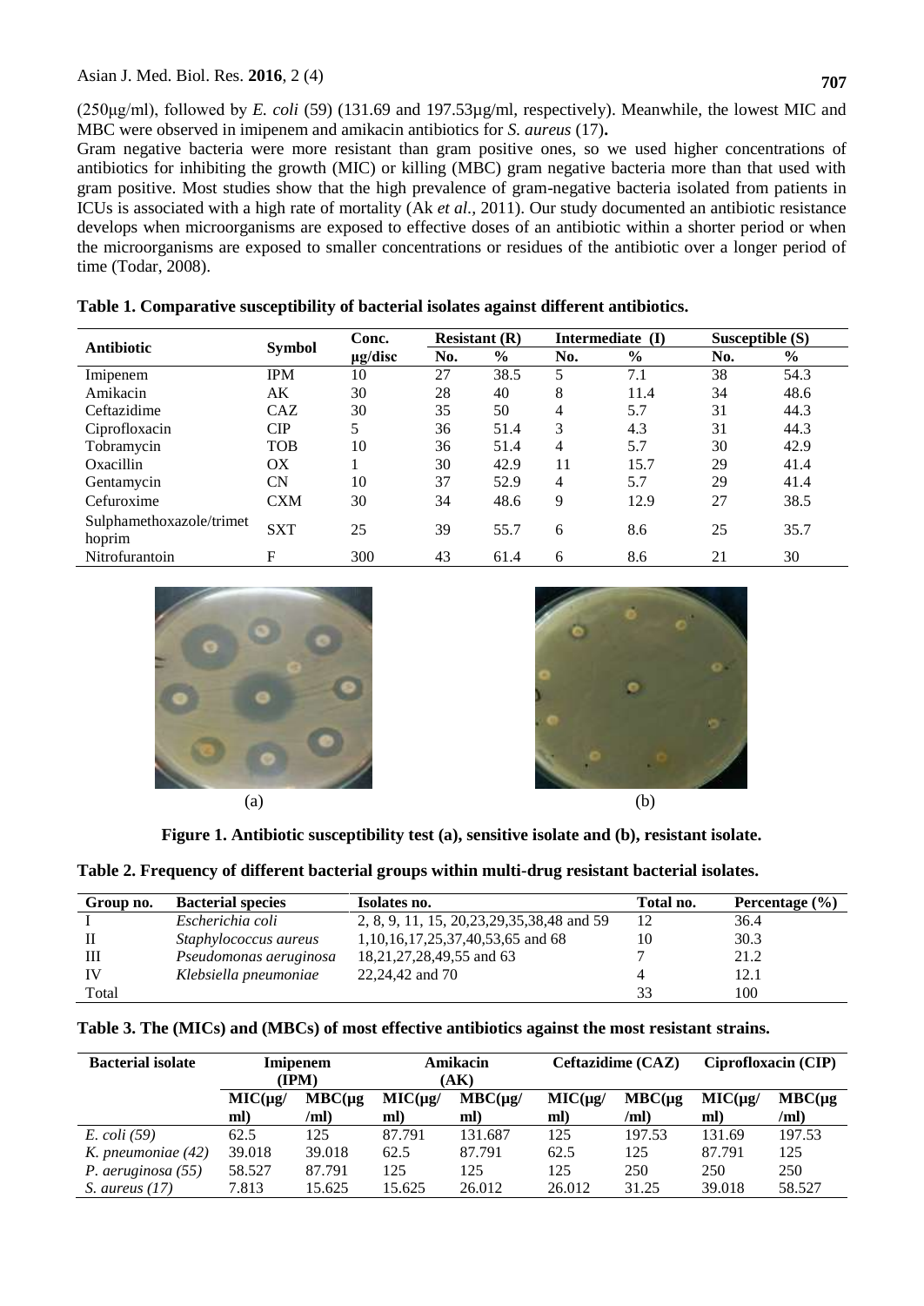(250µg/ml), followed by *E. coli* (59) (131.69 and 197.53µg/ml, respectively). Meanwhile, the lowest MIC and MBC were observed in imipenem and amikacin antibiotics for *S. aureus* (17)**.**

Gram negative bacteria were more resistant than gram positive ones, so we used higher concentrations of antibiotics for inhibiting the growth (MIC) or killing (MBC) gram negative bacteria more than that used with gram positive. Most studies show that the high prevalence of gram-negative bacteria isolated from patients in ICUs is associated with a high rate of mortality (Ak *et al.*, 2011). Our study documented an antibiotic resistance develops when microorganisms are exposed to effective doses of an antibiotic within a shorter period or when the microorganisms are exposed to smaller concentrations or residues of the antibiotic over a longer period of time (Todar, 2008).

**Table 1. Comparative susceptibility of bacterial isolates against different antibiotics.**

| Antibiotic | Symbol | Conc. µg/disc | Resistant (R) | | Intermediate (I) | | Susceptible (S) | |
|---|---|---|---|---|---|---|---|---|
| | | | No. | % | No. | % | No. | % |
| Imipenem | IPM | 10 | 27 | 38.5 | 5 | 7.1 | 38 | 54.3 |
| Amikacin | AK | 30 | 28 | 40 | 8 | 11.4 | 34 | 48.6 |
| Ceftazidime | CAZ | 30 | 35 | 50 | 4 | 5.7 | 31 | 44.3 |
| Ciprofloxacin | CIP | 5 | 36 | 51.4 | 3 | 4.3 | 31 | 44.3 |
| Tobramycin | TOB | 10 | 36 | 51.4 | 4 | 5.7 | 30 | 42.9 |
| Oxacillin | OX | 1 | 30 | 42.9 | 11 | 15.7 | 29 | 41.4 |
| Gentamycin | CN | 10 | 37 | 52.9 | 4 | 5.7 | 29 | 41.4 |
| Cefuroxime | CXM | 30 | 34 | 48.6 | 9 | 12.9 | 27 | 38.5 |
| Sulphamethoxazole/trimethoprim | SXT | 25 | 39 | 55.7 | 6 | 8.6 | 25 | 35.7 |
| Nitrofurantoin | F | 300 | 43 | 61.4 | 6 | 8.6 | 21 | 30 |

(a) (b)

**Figure 1. Antibiotic susceptibility test (a), sensitive isolate and (b), resistant isolate.**

**Table 2. Frequency of different bacterial groups within multi-drug resistant bacterial isolates.**

| Group no. | Bacterial species | Isolates no. | Total no. | Percentage (%) |
|---|---|---|---|---|
| I | *Escherichia coli* | 2, 8, 9, 11, 15, 20,23,29,35,38,48 and 59 | 12 | 36.4 |
| II | *Staphylococcus aureus* | 1,10,16,17,25,37,40,53,65 and 68 | 10 | 30.3 |
| III | *Pseudomonas aeruginosa* | 18,21,27,28,49,55 and 63 | 7 | 21.2 |
| IV | *Klebsiella pneumoniae* | 22,24,42 and 70 | 4 | 12.1 |
| Total | | | 33 | 100 |

**Table 3. The (MICs) and (MBCs) of most effective antibiotics against the most resistant strains.**

| Bacterial isolate | Imipenem (IPM) | | Amikacin (AK) | | Ceftazidime (CAZ) | | Ciprofloxacin (CIP) | |
|---|---|---|---|---|---|---|---|---|
| | MIC(µg/ml) | MBC(µg/ml) | MIC(µg/ml) | MBC(µg/ml) | MIC(µg/ml) | MBC(µg/ml) | MIC(µg/ml) | MBC(µg/ml) |
| *E. coli (59)* | 62.5 | 125 | 87.791 | 131.687 | 125 | 197.53 | 131.69 | 197.53 |
| *K. pneumoniae (42)* | 39.018 | 39.018 | 62.5 | 87.791 | 62.5 | 125 | 87.791 | 125 |
| *P. aeruginosa (55)* | 58.527 | 87.791 | 125 | 125 | 125 | 250 | 250 | 250 |
| *S. aureus (17)* | 7.813 | 15.625 | 15.625 | 26.012 | 26.012 | 31.25 | 39.018 | 58.527 |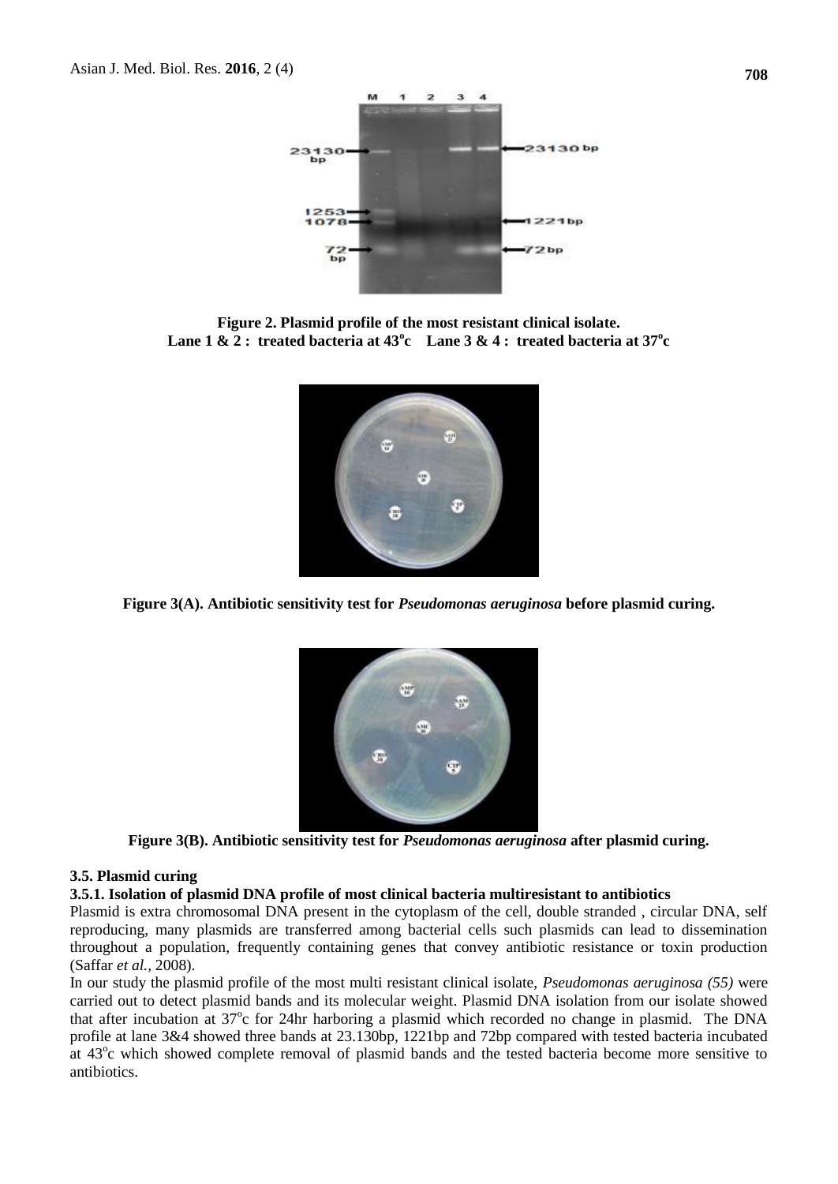**Figure 2. Plasmid profile of the most resistant clinical isolate.**
**Lane 1 & 2 : treated bacteria at 43$^o$c Lane 3 & 4 : treated bacteria at 37$^o$c**

**Figure 3(A). Antibiotic sensitivity test for *Pseudomonas aeruginosa* before plasmid curing.**

**Figure 3(B). Antibiotic sensitivity test for *Pseudomonas aeruginosa* after plasmid curing.**

### 3.5. Plasmid curing

#### 3.5.1. Isolation of plasmid DNA profile of most clinical bacteria multiresistant to antibiotics

Plasmid is extra chromosomal DNA present in the cytoplasm of the cell, double stranded , circular DNA, self reproducing, many plasmids are transferred among bacterial cells such plasmids can lead to dissemination throughout a population, frequently containing genes that convey antibiotic resistance or toxin production (Saffar *et al.,* 2008).

In our study the plasmid profile of the most multi resistant clinical isolate, *Pseudomonas aeruginosa (55)* were carried out to detect plasmid bands and its molecular weight. Plasmid DNA isolation from our isolate showed that after incubation at 37$^o$c for 24hr harboring a plasmid which recorded no change in plasmid. The DNA profile at lane 3&4 showed three bands at 23.130bp, 1221bp and 72bp compared with tested bacteria incubated at 43$^o$c which showed complete removal of plasmid bands and the tested bacteria become more sensitive to antibiotics.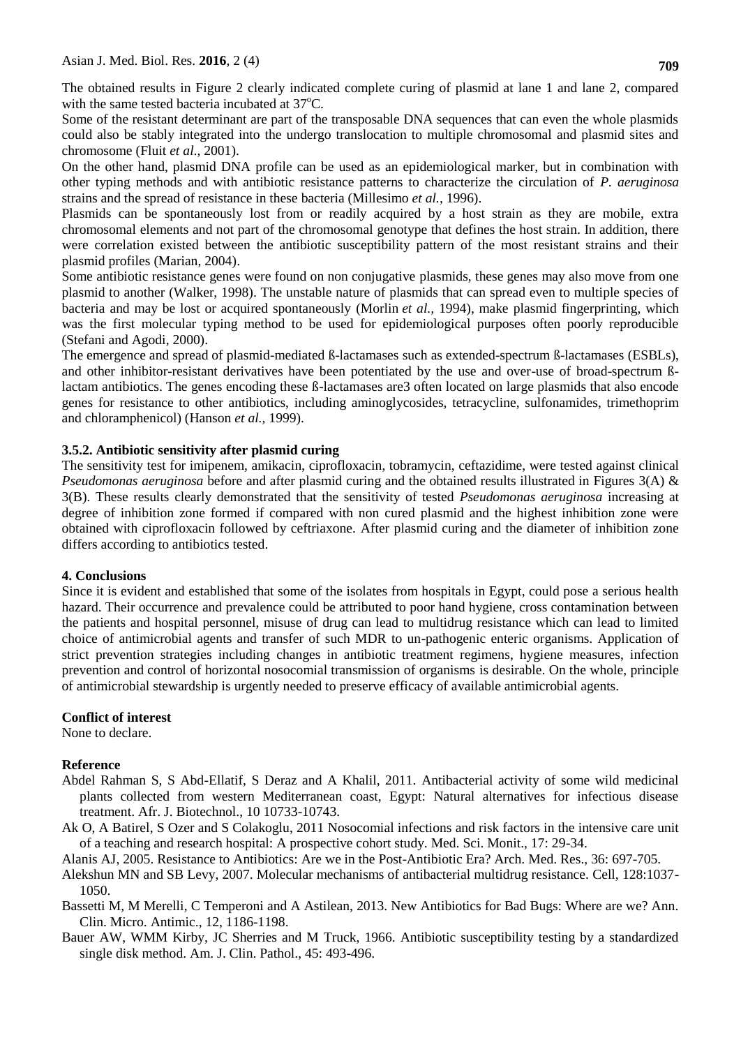The obtained results in Figure 2 clearly indicated complete curing of plasmid at lane 1 and lane 2, compared with the same tested bacteria incubated at 37$^{o}$C.

Some of the resistant determinant are part of the transposable DNA sequences that can even the whole plasmids could also be stably integrated into the undergo translocation to multiple chromosomal and plasmid sites and chromosome (Fluit *et al*., 2001).

On the other hand, plasmid DNA profile can be used as an epidemiological marker, but in combination with other typing methods and with antibiotic resistance patterns to characterize the circulation of *P. aeruginosa* strains and the spread of resistance in these bacteria (Millesimo *et al.*, 1996).

Plasmids can be spontaneously lost from or readily acquired by a host strain as they are mobile, extra chromosomal elements and not part of the chromosomal genotype that defines the host strain. In addition, there were correlation existed between the antibiotic susceptibility pattern of the most resistant strains and their plasmid profiles (Marian, 2004).

Some antibiotic resistance genes were found on non conjugative plasmids, these genes may also move from one plasmid to another (Walker, 1998). The unstable nature of plasmids that can spread even to multiple species of bacteria and may be lost or acquired spontaneously (Morlin *et al.*, 1994), make plasmid fingerprinting, which was the first molecular typing method to be used for epidemiological purposes often poorly reproducible (Stefani and Agodi, 2000).

The emergence and spread of plasmid-mediated ß-lactamases such as extended-spectrum ß-lactamases (ESBLs), and other inhibitor-resistant derivatives have been potentiated by the use and over-use of broad-spectrum ß-lactam antibiotics. The genes encoding these ß-lactamases are3 often located on large plasmids that also encode genes for resistance to other antibiotics, including aminoglycosides, tetracycline, sulfonamides, trimethoprim and chloramphenicol) (Hanson *et al.*, 1999).

### 3.5.2. Antibiotic sensitivity after plasmid curing

The sensitivity test for imipenem, amikacin, ciprofloxacin, tobramycin, ceftazidime, were tested against clinical *Pseudomonas aeruginosa* before and after plasmid curing and the obtained results illustrated in Figures 3(A) & 3(B). These results clearly demonstrated that the sensitivity of tested *Pseudomonas aeruginosa* increasing at degree of inhibition zone formed if compared with non cured plasmid and the highest inhibition zone were obtained with ciprofloxacin followed by ceftriaxone. After plasmid curing and the diameter of inhibition zone differs according to antibiotics tested.

## 4. Conclusions

Since it is evident and established that some of the isolates from hospitals in Egypt, could pose a serious health hazard. Their occurrence and prevalence could be attributed to poor hand hygiene, cross contamination between the patients and hospital personnel, misuse of drug can lead to multidrug resistance which can lead to limited choice of antimicrobial agents and transfer of such MDR to un-pathogenic enteric organisms. Application of strict prevention strategies including changes in antibiotic treatment regimens, hygiene measures, infection prevention and control of horizontal nosocomial transmission of organisms is desirable. On the whole, principle of antimicrobial stewardship is urgently needed to preserve efficacy of available antimicrobial agents.

## Conflict of interest

None to declare.

## Reference

Abdel Rahman S, S Abd-Ellatif, S Deraz and A Khalil, 2011. Antibacterial activity of some wild medicinal plants collected from western Mediterranean coast, Egypt: Natural alternatives for infectious disease treatment. Afr. J. Biotechnol., 10 10733-10743.

Ak O, A Batirel, S Ozer and S Colakoglu, 2011 Nosocomial infections and risk factors in the intensive care unit of a teaching and research hospital: A prospective cohort study. Med. Sci. Monit., 17: 29-34.

Alanis AJ, 2005. Resistance to Antibiotics: Are we in the Post-Antibiotic Era? Arch. Med. Res., 36: 697-705.

Alekshun MN and SB Levy, 2007. Molecular mechanisms of antibacterial multidrug resistance. Cell, 128:1037-1050.

Bassetti M, M Merelli, C Temperoni and A Astilean, 2013. New Antibiotics for Bad Bugs: Where are we? Ann. Clin. Micro. Antimic., 12, 1186-1198.

Bauer AW, WMM Kirby, JC Sherries and M Truck, 1966. Antibiotic susceptibility testing by a standardized single disk method. Am. J. Clin. Pathol., 45: 493-496.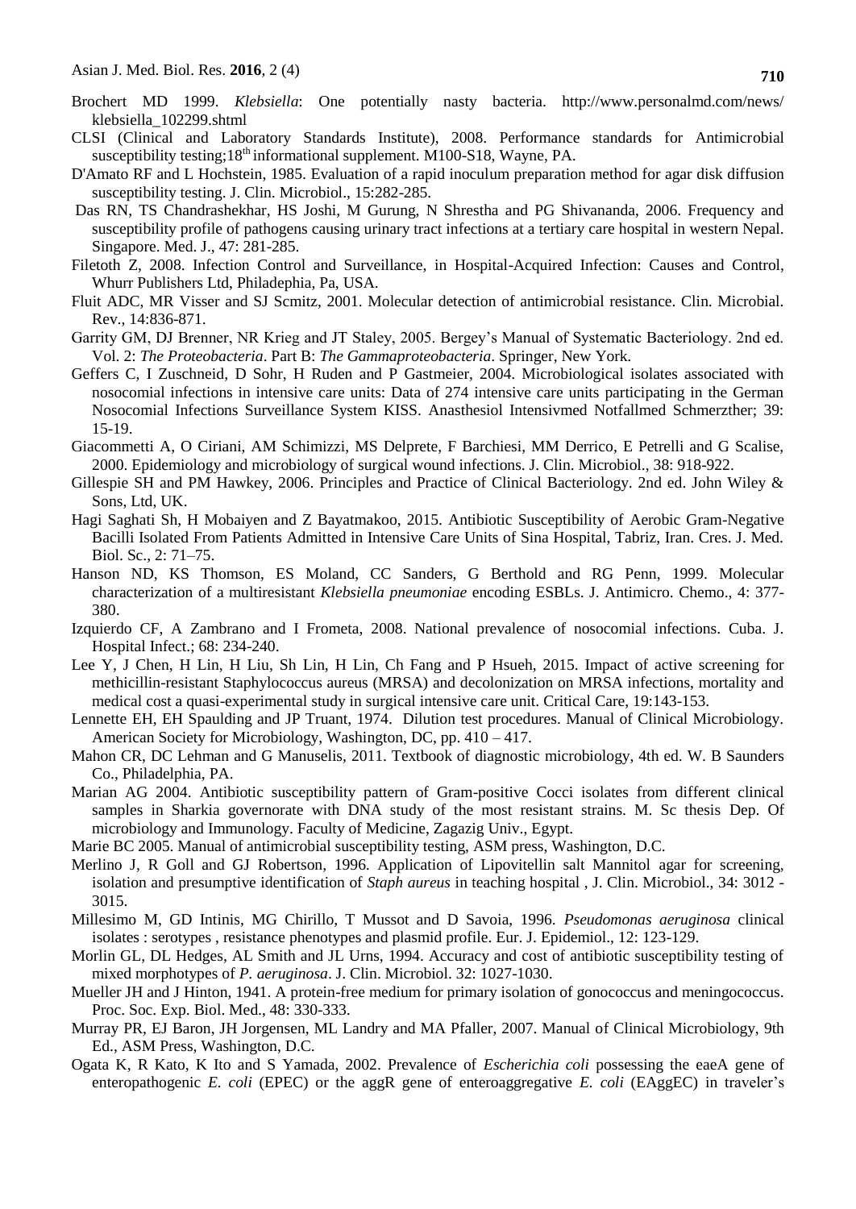Brochert MD 1999. *Klebsiella*: One potentially nasty bacteria. http://www.personalmd.com/news/klebsiella_102299.shtml

CLSI (Clinical and Laboratory Standards Institute), 2008. Performance standards for Antimicrobial susceptibility testing;18th informational supplement. M100-S18, Wayne, PA.

D'Amato RF and L Hochstein, 1985. Evaluation of a rapid inoculum preparation method for agar disk diffusion susceptibility testing. J. Clin. Microbiol., 15:282-285.

Das RN, TS Chandrashekhar, HS Joshi, M Gurung, N Shrestha and PG Shivananda, 2006. Frequency and susceptibility profile of pathogens causing urinary tract infections at a tertiary care hospital in western Nepal. Singapore. Med. J., 47: 281-285.

Filetoth Z, 2008. Infection Control and Surveillance, in Hospital-Acquired Infection: Causes and Control, Whurr Publishers Ltd, Philadephia, Pa, USA.

Fluit ADC, MR Visser and SJ Scmitz, 2001. Molecular detection of antimicrobial resistance. Clin. Microbial. Rev., 14:836-871.

Garrity GM, DJ Brenner, NR Krieg and JT Staley, 2005. Bergey's Manual of Systematic Bacteriology. 2nd ed. Vol. 2: *The Proteobacteria*. Part B: *The Gammaproteobacteria*. Springer, New York.

Geffers C, I Zuschneid, D Sohr, H Ruden and P Gastmeier, 2004. Microbiological isolates associated with nosocomial infections in intensive care units: Data of 274 intensive care units participating in the German Nosocomial Infections Surveillance System KISS. Anasthesiol Intensivmed Notfallmed Schmerzther; 39: 15-19.

Giacommetti A, O Ciriani, AM Schimizzi, MS Delprete, F Barchiesi, MM Derrico, E Petrelli and G Scalise, 2000. Epidemiology and microbiology of surgical wound infections. J. Clin. Microbiol., 38: 918-922.

Gillespie SH and PM Hawkey, 2006. Principles and Practice of Clinical Bacteriology. 2nd ed. John Wiley & Sons, Ltd, UK.

Hagi Saghati Sh, H Mobaiyen and Z Bayatmakoo, 2015. Antibiotic Susceptibility of Aerobic Gram-Negative Bacilli Isolated From Patients Admitted in Intensive Care Units of Sina Hospital, Tabriz, Iran. Cres. J. Med. Biol. Sc., 2: 71–75.

Hanson ND, KS Thomson, ES Moland, CC Sanders, G Berthold and RG Penn, 1999. Molecular characterization of a multiresistant *Klebsiella pneumoniae* encoding ESBLs. J. Antimicro. Chemo., 4: 377-380.

Izquierdo CF, A Zambrano and I Frometa, 2008. National prevalence of nosocomial infections. Cuba. J. Hospital Infect.; 68: 234-240.

Lee Y, J Chen, H Lin, H Liu, Sh Lin, H Lin, Ch Fang and P Hsueh, 2015. Impact of active screening for methicillin-resistant Staphylococcus aureus (MRSA) and decolonization on MRSA infections, mortality and medical cost a quasi-experimental study in surgical intensive care unit. Critical Care, 19:143-153.

Lennette EH, EH Spaulding and JP Truant, 1974. Dilution test procedures. Manual of Clinical Microbiology. American Society for Microbiology, Washington, DC, pp. 410 – 417.

Mahon CR, DC Lehman and G Manuselis, 2011. Textbook of diagnostic microbiology, 4th ed. W. B Saunders Co., Philadelphia, PA.

Marian AG 2004. Antibiotic susceptibility pattern of Gram-positive Cocci isolates from different clinical samples in Sharkia governorate with DNA study of the most resistant strains. M. Sc thesis Dep. Of microbiology and Immunology. Faculty of Medicine, Zagazig Univ., Egypt.

Marie BC 2005. Manual of antimicrobial susceptibility testing, ASM press, Washington, D.C.

Merlino J, R Goll and GJ Robertson, 1996. Application of Lipovitellin salt Mannitol agar for screening, isolation and presumptive identification of *Staph aureus* in teaching hospital , J. Clin. Microbiol., 34: 3012 - 3015.

Millesimo M, GD Intinis, MG Chirillo, T Mussot and D Savoia, 1996. *Pseudomonas aeruginosa* clinical isolates : serotypes , resistance phenotypes and plasmid profile. Eur. J. Epidemiol., 12: 123-129.

Morlin GL, DL Hedges, AL Smith and JL Urns, 1994. Accuracy and cost of antibiotic susceptibility testing of mixed morphotypes of *P. aeruginosa*. J. Clin. Microbiol. 32: 1027-1030.

Mueller JH and J Hinton, 1941. A protein-free medium for primary isolation of gonococcus and meningococcus. Proc. Soc. Exp. Biol. Med., 48: 330-333.

Murray PR, EJ Baron, JH Jorgensen, ML Landry and MA Pfaller, 2007. Manual of Clinical Microbiology, 9th Ed., ASM Press, Washington, D.C.

Ogata K, R Kato, K Ito and S Yamada, 2002. Prevalence of *Escherichia coli* possessing the eaeA gene of enteropathogenic *E. coli* (EPEC) or the aggR gene of enteroaggregative *E. coli* (EAggEC) in traveler's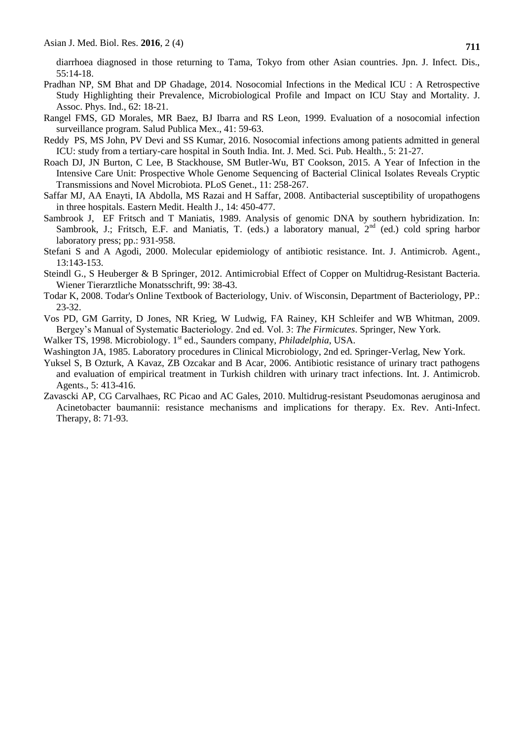diarrhoea diagnosed in those returning to Tama, Tokyo from other Asian countries. Jpn. J. Infect. Dis., 55:14-18.

Pradhan NP, SM Bhat and DP Ghadage, 2014. Nosocomial Infections in the Medical ICU : A Retrospective Study Highlighting their Prevalence, Microbiological Profile and Impact on ICU Stay and Mortality. J. Assoc. Phys. Ind., 62: 18-21.

Rangel FMS, GD Morales, MR Baez, BJ Ibarra and RS Leon, 1999. Evaluation of a nosocomial infection surveillance program. Salud Publica Mex., 41: 59-63.

Reddy PS, MS John, PV Devi and SS Kumar, 2016. Nosocomial infections among patients admitted in general ICU: study from a tertiary-care hospital in South India. Int. J. Med. Sci. Pub. Health., 5: 21-27.

Roach DJ, JN Burton, C Lee, B Stackhouse, SM Butler-Wu, BT Cookson, 2015. A Year of Infection in the Intensive Care Unit: Prospective Whole Genome Sequencing of Bacterial Clinical Isolates Reveals Cryptic Transmissions and Novel Microbiota. PLoS Genet., 11: 258-267.

Saffar MJ, AA Enayti, IA Abdolla, MS Razai and H Saffar, 2008. Antibacterial susceptibility of uropathogens in three hospitals. Eastern Medit. Health J., 14: 450-477.

Sambrook J, EF Fritsch and T Maniatis, 1989. Analysis of genomic DNA by southern hybridization. In: Sambrook, J.; Fritsch, E.F. and Maniatis, T. (eds.) a laboratory manual, 2nd (ed.) cold spring harbor laboratory press; pp.: 931-958.

Stefani S and A Agodi, 2000. Molecular epidemiology of antibiotic resistance. Int. J. Antimicrob. Agent., 13:143-153.

Steindl G., S Heuberger & B Springer, 2012. Antimicrobial Effect of Copper on Multidrug-Resistant Bacteria. Wiener Tierarztliche Monatsschrift, 99: 38-43.

Todar K, 2008. Todar's Online Textbook of Bacteriology, Univ. of Wisconsin, Department of Bacteriology, PP.: 23-32.

Vos PD, GM Garrity, D Jones, NR Krieg, W Ludwig, FA Rainey, KH Schleifer and WB Whitman, 2009. Bergey's Manual of Systematic Bacteriology. 2nd ed. Vol. 3: *The Firmicutes*. Springer, New York.

Walker TS, 1998. Microbiology. 1st ed., Saunders company, *Philadelphia*, USA.

Washington JA, 1985. Laboratory procedures in Clinical Microbiology, 2nd ed. Springer-Verlag, New York.

Yuksel S, B Ozturk, A Kavaz, ZB Ozcakar and B Acar, 2006. Antibiotic resistance of urinary tract pathogens and evaluation of empirical treatment in Turkish children with urinary tract infections. Int. J. Antimicrob. Agents., 5: 413-416.

Zavascki AP, CG Carvalhaes, RC Picao and AC Gales, 2010. Multidrug-resistant Pseudomonas aeruginosa and Acinetobacter baumannii: resistance mechanisms and implications for therapy. Ex. Rev. Anti-Infect. Therapy, 8: 71-93.